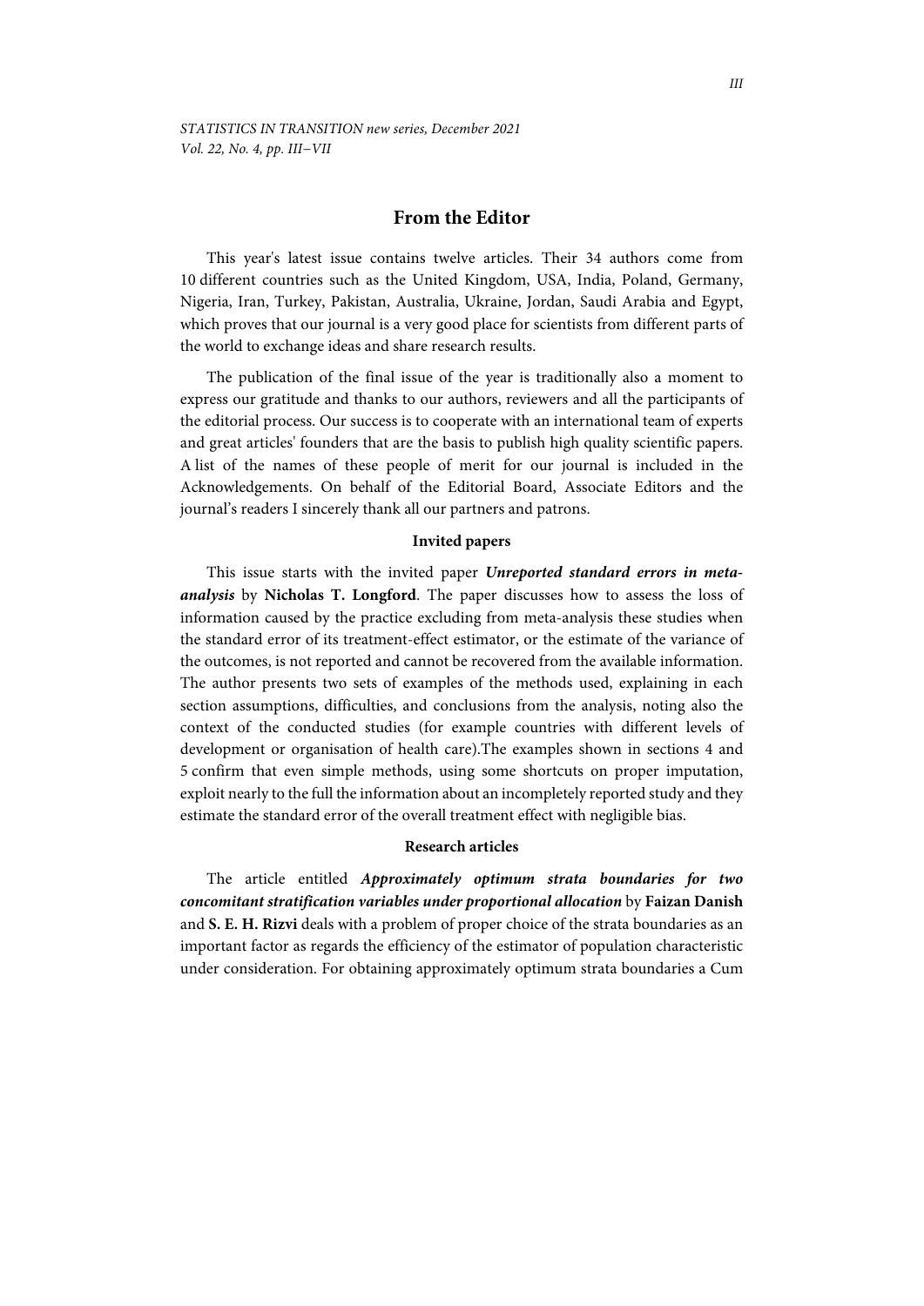# From the Editor

This year's latest issue contains twelve articles. Their 34 authors come from 10 different countries such as the United Kingdom, USA, India, Poland, Germany, Nigeria, Iran, Turkey, Pakistan, Australia, Ukraine, Jordan, Saudi Arabia and Egypt, which proves that our journal is a very good place for scientists from different parts of the world to exchange ideas and share research results.

The publication of the final issue of the year is traditionally also a moment to express our gratitude and thanks to our authors, reviewers and all the participants of the editorial process. Our success is to cooperate with an international team of experts and great articles' founders that are the basis to publish high quality scientific papers. A list of the names of these people of merit for our journal is included in the Acknowledgements. On behalf of the Editorial Board, Associate Editors and the journal's readers I sincerely thank all our partners and patrons.

### Invited papers

This issue starts with the invited paper ***Unreported standard errors in meta-analysis*** by **Nicholas T. Longford**. The paper discusses how to assess the loss of information caused by the practice excluding from meta-analysis these studies when the standard error of its treatment-effect estimator, or the estimate of the variance of the outcomes, is not reported and cannot be recovered from the available information. The author presents two sets of examples of the methods used, explaining in each section assumptions, difficulties, and conclusions from the analysis, noting also the context of the conducted studies (for example countries with different levels of development or organisation of health care).The examples shown in sections 4 and 5 confirm that even simple methods, using some shortcuts on proper imputation, exploit nearly to the full the information about an incompletely reported study and they estimate the standard error of the overall treatment effect with negligible bias.

### Research articles

The article entitled ***Approximately optimum strata boundaries for two concomitant stratification variables under proportional allocation*** by **Faizan Danish** and **S. E. H. Rizvi** deals with a problem of proper choice of the strata boundaries as an important factor as regards the efficiency of the estimator of population characteristic under consideration. For obtaining approximately optimum strata boundaries a Cum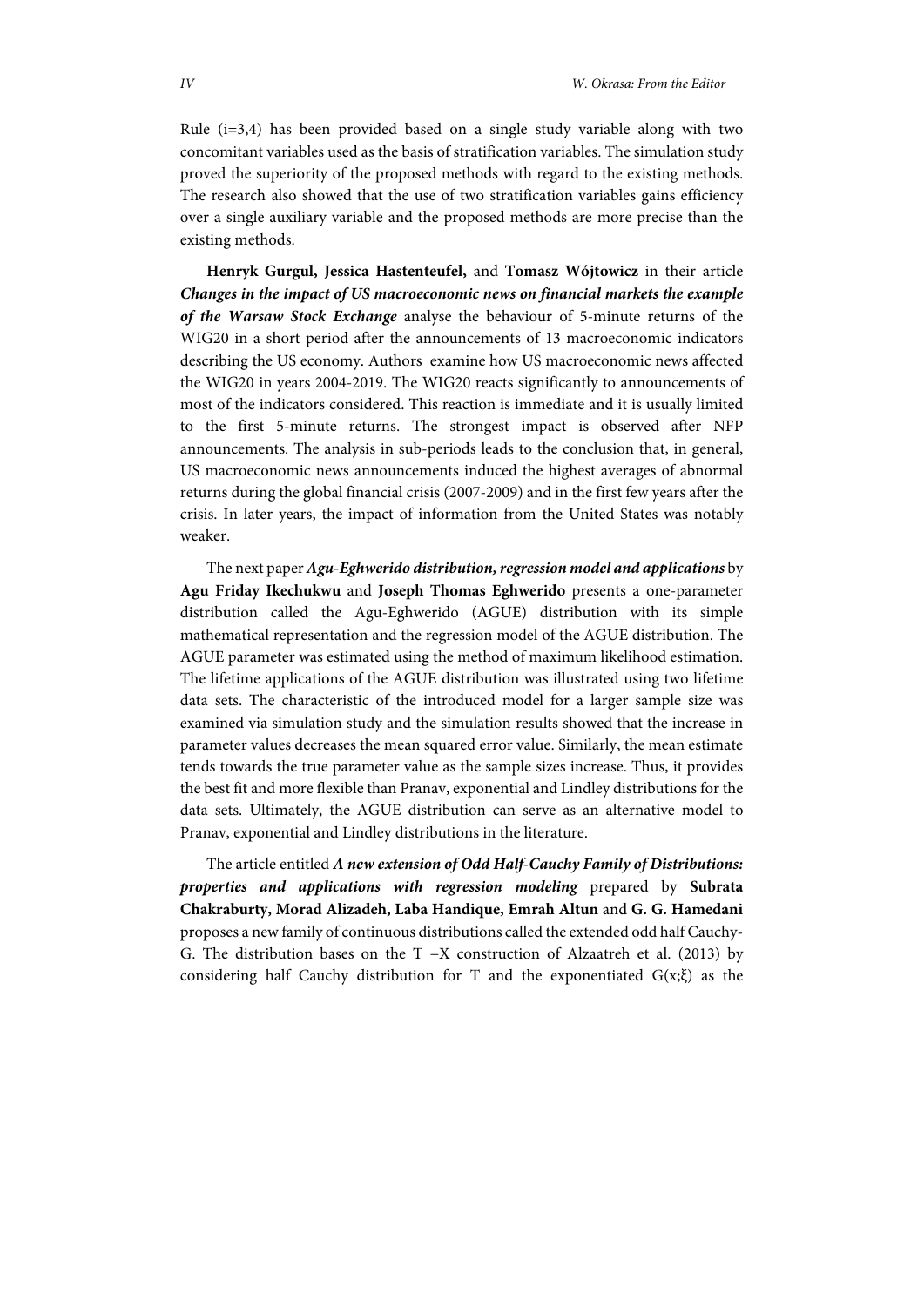Rule (i=3,4) has been provided based on a single study variable along with two concomitant variables used as the basis of stratification variables. The simulation study proved the superiority of the proposed methods with regard to the existing methods. The research also showed that the use of two stratification variables gains efficiency over a single auxiliary variable and the proposed methods are more precise than the existing methods.

**Henryk Gurgul, Jessica Hastenteufel,** and **Tomasz Wójtowicz** in their article ***Changes in the impact of US macroeconomic news on financial markets the example of the Warsaw Stock Exchange*** analyse the behaviour of 5-minute returns of the WIG20 in a short period after the announcements of 13 macroeconomic indicators describing the US economy. Authors examine how US macroeconomic news affected the WIG20 in years 2004-2019. The WIG20 reacts significantly to announcements of most of the indicators considered. This reaction is immediate and it is usually limited to the first 5-minute returns. The strongest impact is observed after NFP announcements. The analysis in sub-periods leads to the conclusion that, in general, US macroeconomic news announcements induced the highest averages of abnormal returns during the global financial crisis (2007-2009) and in the first few years after the crisis. In later years, the impact of information from the United States was notably weaker.

The next paper ***Agu-Eghwerido distribution, regression model and applications*** by **Agu Friday Ikechukwu** and **Joseph Thomas Eghwerido** presents a one-parameter distribution called the Agu-Eghwerido (AGUE) distribution with its simple mathematical representation and the regression model of the AGUE distribution. The AGUE parameter was estimated using the method of maximum likelihood estimation. The lifetime applications of the AGUE distribution was illustrated using two lifetime data sets. The characteristic of the introduced model for a larger sample size was examined via simulation study and the simulation results showed that the increase in parameter values decreases the mean squared error value. Similarly, the mean estimate tends towards the true parameter value as the sample sizes increase. Thus, it provides the best fit and more flexible than Pranav, exponential and Lindley distributions for the data sets. Ultimately, the AGUE distribution can serve as an alternative model to Pranav, exponential and Lindley distributions in the literature.

The article entitled ***A new extension of Odd Half-Cauchy Family of Distributions: properties and applications with regression modeling*** prepared by **Subrata Chakraburty, Morad Alizadeh, Laba Handique, Emrah Altun** and **G. G. Hamedani** proposes a new family of continuous distributions called the extended odd half Cauchy-G. The distribution bases on the T −X construction of Alzaatreh et al. (2013) by considering half Cauchy distribution for T and the exponentiated $G(x;\xi)$ as the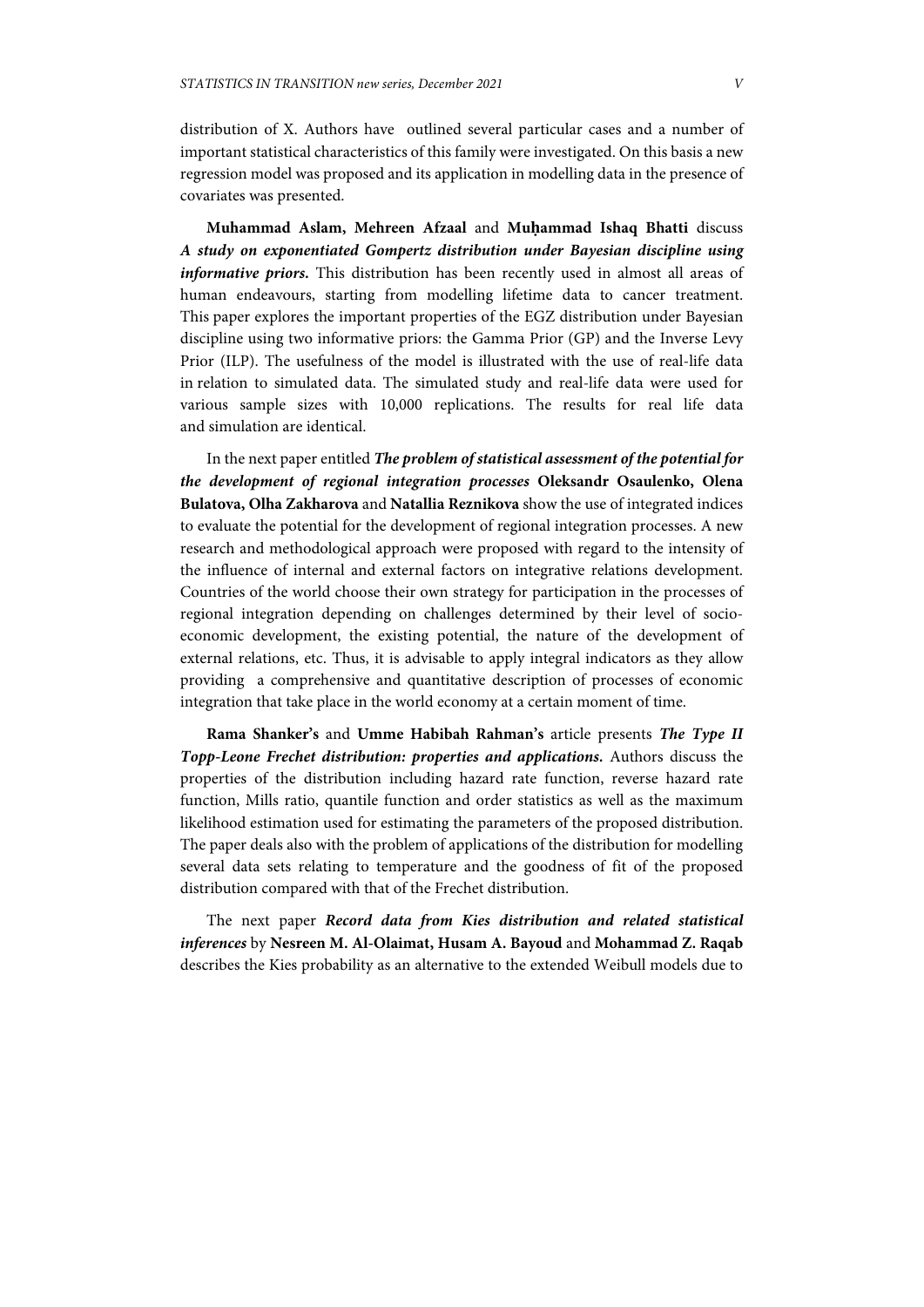distribution of X. Authors have outlined several particular cases and a number of important statistical characteristics of this family were investigated. On this basis a new regression model was proposed and its application in modelling data in the presence of covariates was presented.

**Muhammad Aslam, Mehreen Afzaal** and **Muḥammad Ishaq Bhatti** discuss ***A study on exponentiated Gompertz distribution under Bayesian discipline using informative priors.*** This distribution has been recently used in almost all areas of human endeavours, starting from modelling lifetime data to cancer treatment. This paper explores the important properties of the EGZ distribution under Bayesian discipline using two informative priors: the Gamma Prior (GP) and the Inverse Levy Prior (ILP). The usefulness of the model is illustrated with the use of real-life data in relation to simulated data. The simulated study and real-life data were used for various sample sizes with 10,000 replications. The results for real life data and simulation are identical.

In the next paper entitled ***The problem of statistical assessment of the potential for the development of regional integration processes*** **Oleksandr Osaulenko, Olena Bulatova, Olha Zakharova** and **Natallia Reznikova** show the use of integrated indices to evaluate the potential for the development of regional integration processes. A new research and methodological approach were proposed with regard to the intensity of the influence of internal and external factors on integrative relations development. Countries of the world choose their own strategy for participation in the processes of regional integration depending on challenges determined by their level of socio-economic development, the existing potential, the nature of the development of external relations, etc. Thus, it is advisable to apply integral indicators as they allow providing a comprehensive and quantitative description of processes of economic integration that take place in the world economy at a certain moment of time.

**Rama Shanker's** and **Umme Habibah Rahman's** article presents ***The Type II Topp-Leone Frechet distribution: properties and applications.*** Authors discuss the properties of the distribution including hazard rate function, reverse hazard rate function, Mills ratio, quantile function and order statistics as well as the maximum likelihood estimation used for estimating the parameters of the proposed distribution. The paper deals also with the problem of applications of the distribution for modelling several data sets relating to temperature and the goodness of fit of the proposed distribution compared with that of the Frechet distribution.

The next paper ***Record data from Kies distribution and related statistical inferences*** by **Nesreen M. Al-Olaimat, Husam A. Bayoud** and **Mohammad Z. Raqab** describes the Kies probability as an alternative to the extended Weibull models due to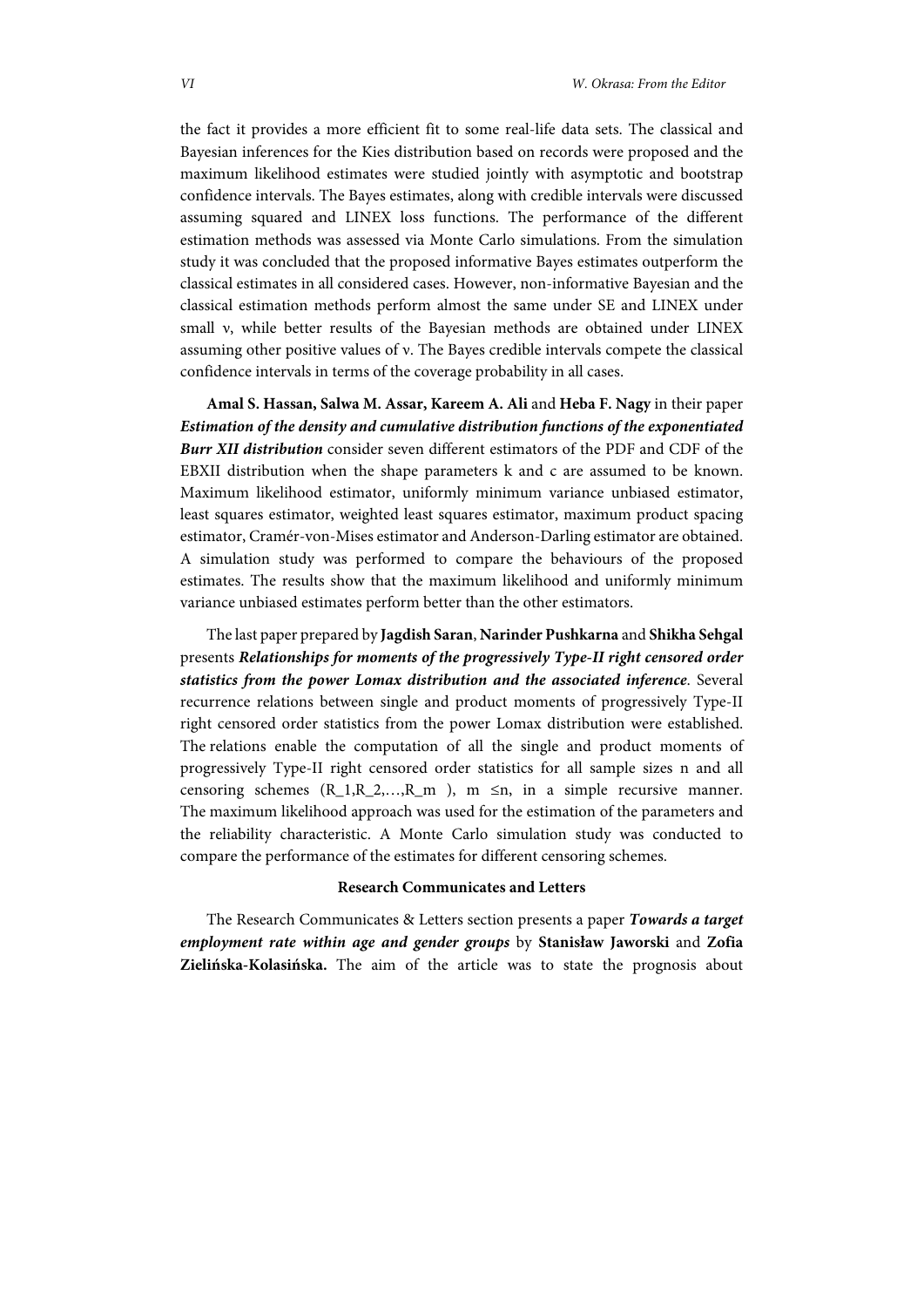the fact it provides a more efficient fit to some real-life data sets. The classical and Bayesian inferences for the Kies distribution based on records were proposed and the maximum likelihood estimates were studied jointly with asymptotic and bootstrap confidence intervals. The Bayes estimates, along with credible intervals were discussed assuming squared and LINEX loss functions. The performance of the different estimation methods was assessed via Monte Carlo simulations. From the simulation study it was concluded that the proposed informative Bayes estimates outperform the classical estimates in all considered cases. However, non-informative Bayesian and the classical estimation methods perform almost the same under SE and LINEX under small ν, while better results of the Bayesian methods are obtained under LINEX assuming other positive values of ν. The Bayes credible intervals compete the classical confidence intervals in terms of the coverage probability in all cases.

**Amal S. Hassan, Salwa M. Assar, Kareem A. Ali** and **Heba F. Nagy** in their paper ***Estimation of the density and cumulative distribution functions of the exponentiated Burr XII distribution*** consider seven different estimators of the PDF and CDF of the EBXII distribution when the shape parameters k and c are assumed to be known. Maximum likelihood estimator, uniformly minimum variance unbiased estimator, least squares estimator, weighted least squares estimator, maximum product spacing estimator, Cramér-von-Mises estimator and Anderson-Darling estimator are obtained. A simulation study was performed to compare the behaviours of the proposed estimates. The results show that the maximum likelihood and uniformly minimum variance unbiased estimates perform better than the other estimators.

The last paper prepared by **Jagdish Saran**, **Narinder Pushkarna** and **Shikha Sehgal** presents ***Relationships for moments of the progressively Type-II right censored order statistics from the power Lomax distribution and the associated inference***. Several recurrence relations between single and product moments of progressively Type-II right censored order statistics from the power Lomax distribution were established. The relations enable the computation of all the single and product moments of progressively Type-II right censored order statistics for all sample sizes n and all censoring schemes $(R_1,R_2,\ldots,R_m)$, $m \leq n$, in a simple recursive manner. The maximum likelihood approach was used for the estimation of the parameters and the reliability characteristic. A Monte Carlo simulation study was conducted to compare the performance of the estimates for different censoring schemes.

**Research Communicates and Letters**

The Research Communicates & Letters section presents a paper ***Towards a target employment rate within age and gender groups*** by **Stanisław Jaworski** and **Zofia Zielińska-Kolasińska.** The aim of the article was to state the prognosis about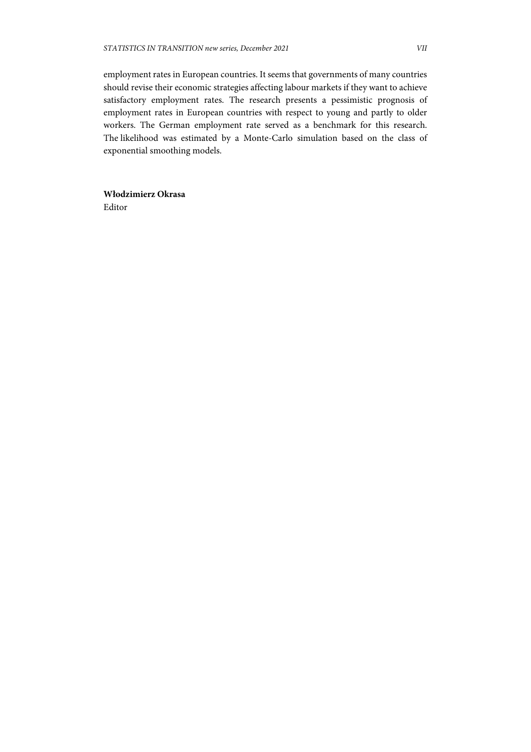employment rates in European countries. It seems that governments of many countries should revise their economic strategies affecting labour markets if they want to achieve satisfactory employment rates. The research presents a pessimistic prognosis of employment rates in European countries with respect to young and partly to older workers. The German employment rate served as a benchmark for this research. The likelihood was estimated by a Monte-Carlo simulation based on the class of exponential smoothing models.

**Włodzimierz Okrasa**
Editor